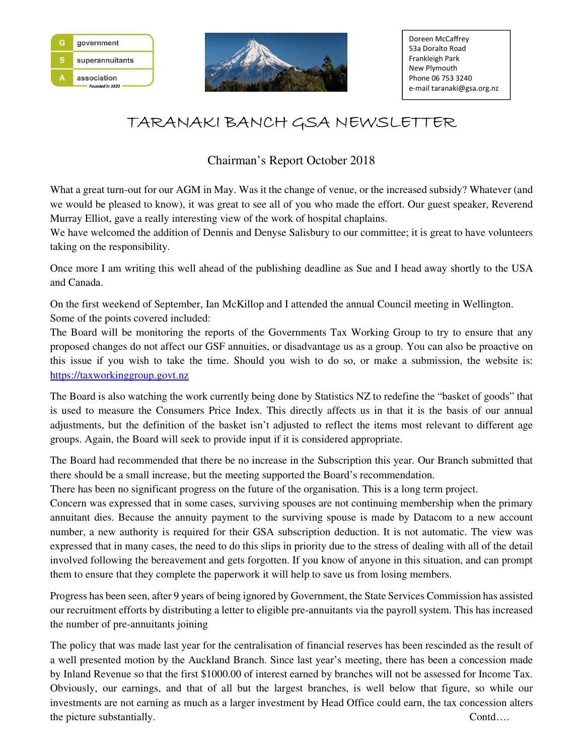government
superannuitants
association
*Founded in 1920*

Doreen McCaffrey
53a Doralto Road
Frankleigh Park
New Plymouth
Phone 06 753 3240
e-mail taranaki@gsa.org.nz

# TARANAKI BANCH GSA NEWSLETTER

## Chairman's Report October 2018

What a great turn-out for our AGM in May. Was it the change of venue, or the increased subsidy? Whatever (and we would be pleased to know), it was great to see all of you who made the effort. Our guest speaker, Reverend Murray Elliot, gave a really interesting view of the work of hospital chaplains.
We have welcomed the addition of Dennis and Denyse Salisbury to our committee; it is great to have volunteers taking on the responsibility.

Once more I am writing this well ahead of the publishing deadline as Sue and I head away shortly to the USA and Canada.

On the first weekend of September, Ian McKillop and I attended the annual Council meeting in Wellington.
Some of the points covered included:
The Board will be monitoring the reports of the Governments Tax Working Group to try to ensure that any proposed changes do not affect our GSF annuities, or disadvantage us as a group. You can also be proactive on this issue if you wish to take the time. Should you wish to do so, or make a submission, the website is: https://taxworkinggroup.govt.nz

The Board is also watching the work currently being done by Statistics NZ to redefine the "basket of goods" that is used to measure the Consumers Price Index. This directly affects us in that it is the basis of our annual adjustments, but the definition of the basket isn't adjusted to reflect the items most relevant to different age groups. Again, the Board will seek to provide input if it is considered appropriate.

The Board had recommended that there be no increase in the Subscription this year. Our Branch submitted that there should be a small increase, but the meeting supported the Board's recommendation.
There has been no significant progress on the future of the organisation. This is a long term project.
Concern was expressed that in some cases, surviving spouses are not continuing membership when the primary annuitant dies. Because the annuity payment to the surviving spouse is made by Datacom to a new account number, a new authority is required for their GSA subscription deduction. It is not automatic. The view was expressed that in many cases, the need to do this slips in priority due to the stress of dealing with all of the detail involved following the bereavement and gets forgotten. If you know of anyone in this situation, and can prompt them to ensure that they complete the paperwork it will help to save us from losing members.

Progress has been seen, after 9 years of being ignored by Government, the State Services Commission has assisted our recruitment efforts by distributing a letter to eligible pre-annuitants via the payroll system. This has increased the number of pre-annuitants joining

The policy that was made last year for the centralisation of financial reserves has been rescinded as the result of a well presented motion by the Auckland Branch. Since last year's meeting, there has been a concession made by Inland Revenue so that the first $1000.00 of interest earned by branches will not be assessed for Income Tax. Obviously, our earnings, and that of all but the largest branches, is well below that figure, so while our investments are not earning as much as a larger investment by Head Office could earn, the tax concession alters the picture substantially. Contd….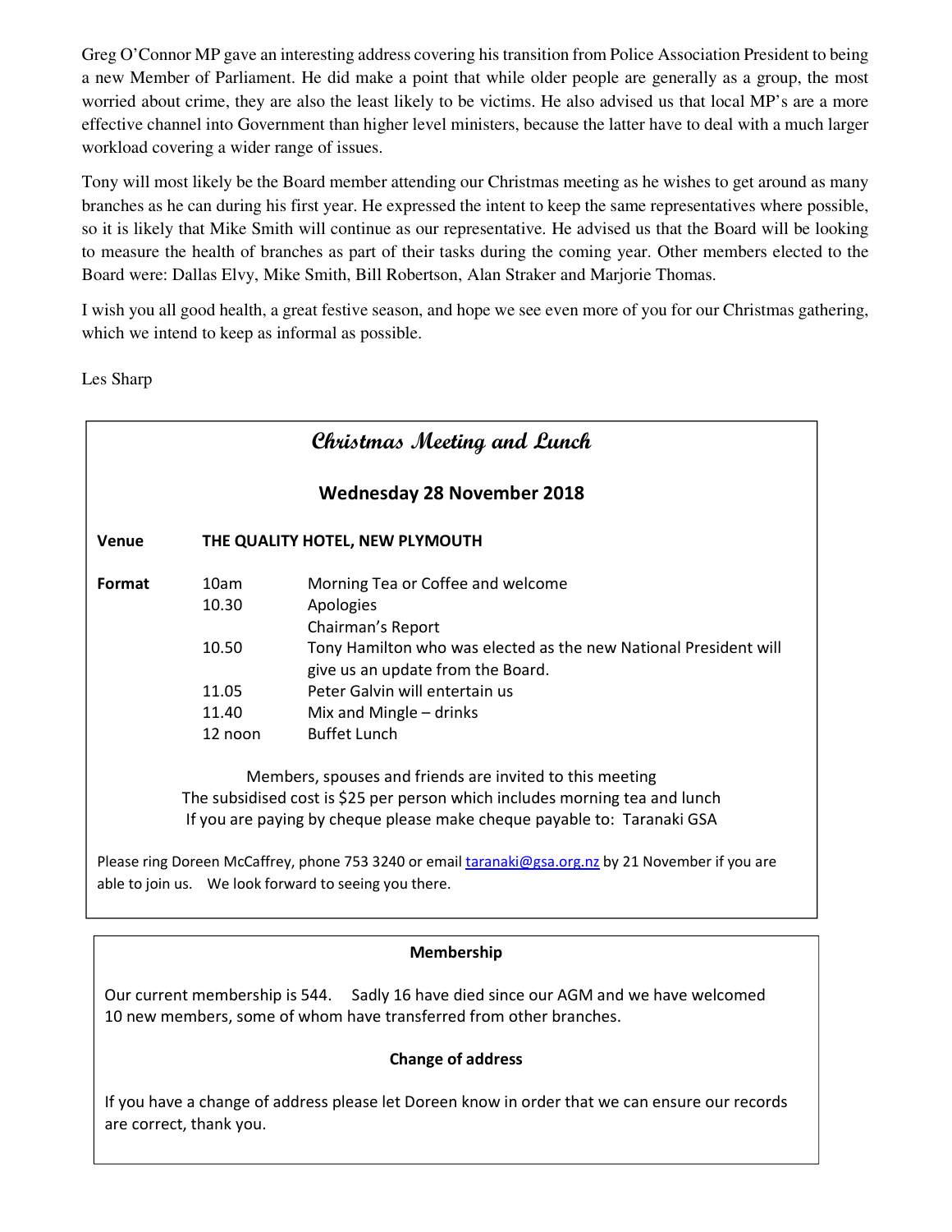Greg O'Connor MP gave an interesting address covering his transition from Police Association President to being a new Member of Parliament. He did make a point that while older people are generally as a group, the most worried about crime, they are also the least likely to be victims. He also advised us that local MP's are a more effective channel into Government than higher level ministers, because the latter have to deal with a much larger workload covering a wider range of issues.

Tony will most likely be the Board member attending our Christmas meeting as he wishes to get around as many branches as he can during his first year. He expressed the intent to keep the same representatives where possible, so it is likely that Mike Smith will continue as our representative. He advised us that the Board will be looking to measure the health of branches as part of their tasks during the coming year. Other members elected to the Board were: Dallas Elvy, Mike Smith, Bill Robertson, Alan Straker and Marjorie Thomas.

I wish you all good health, a great festive season, and hope we see even more of you for our Christmas gathering, which we intend to keep as informal as possible.

Les Sharp

## *Christmas Meeting and Lunch*

### Wednesday 28 November 2018

**Venue** **THE QUALITY HOTEL, NEW PLYMOUTH**

| | | |
|---|---|---|
| **Format** | 10am | Morning Tea or Coffee and welcome |
| | 10.30 | Apologies |
| | | Chairman's Report |
| | 10.50 | Tony Hamilton who was elected as the new National President will give us an update from the Board. |
| | 11.05 | Peter Galvin will entertain us |
| | 11.40 | Mix and Mingle – drinks |
| | 12 noon | Buffet Lunch |

Members, spouses and friends are invited to this meeting
The subsidised cost is $25 per person which includes morning tea and lunch
If you are paying by cheque please make cheque payable to: Taranaki GSA

Please ring Doreen McCaffrey, phone 753 3240 or email taranaki@gsa.org.nz by 21 November if you are able to join us. We look forward to seeing you there.

**Membership**

Our current membership is 544. Sadly 16 have died since our AGM and we have welcomed 10 new members, some of whom have transferred from other branches.

**Change of address**

If you have a change of address please let Doreen know in order that we can ensure our records are correct, thank you.